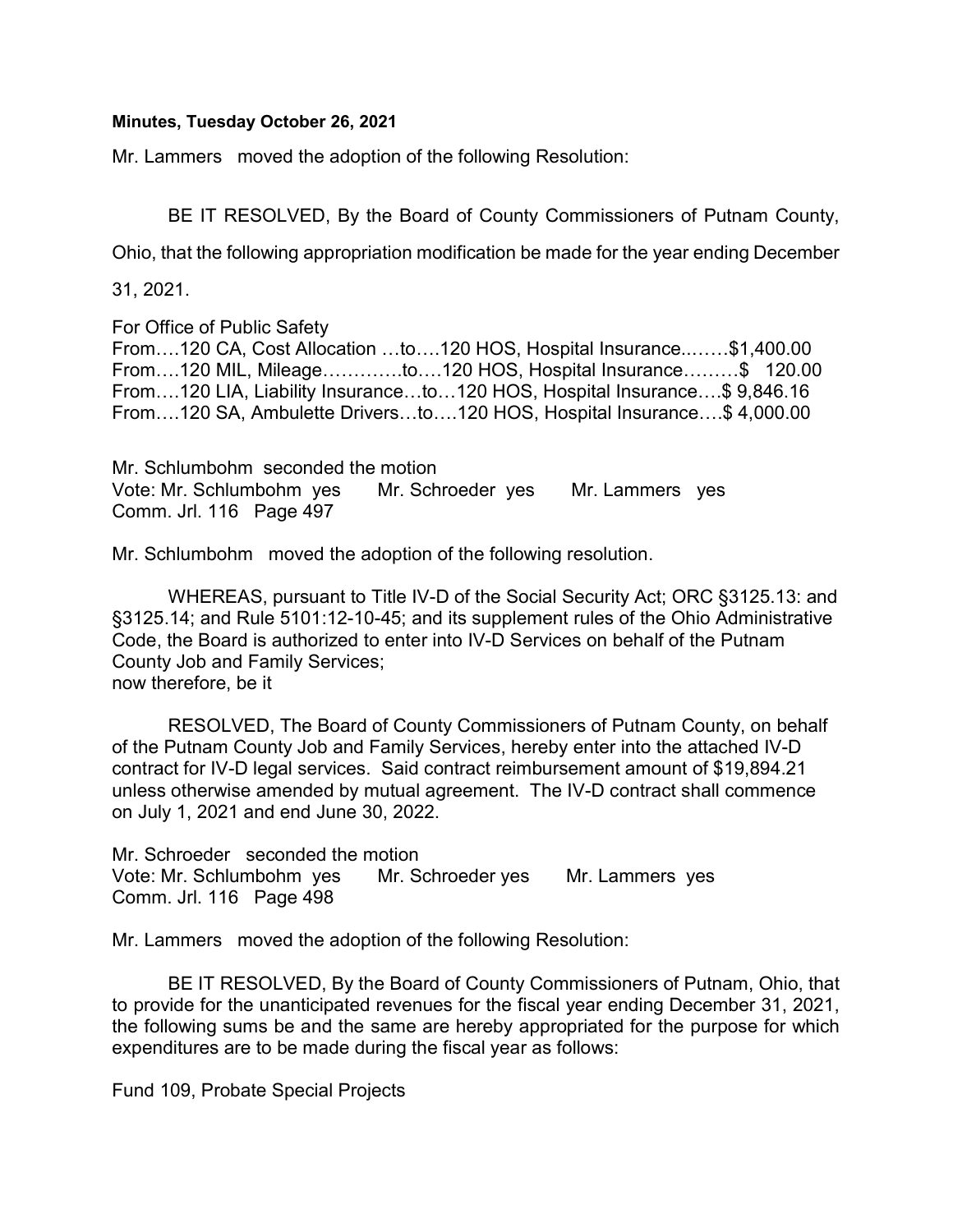**Minutes, Tuesday October 26, 2021**

Mr. Lammers moved the adoption of the following Resolution:

BE IT RESOLVED, By the Board of County Commissioners of Putnam County, Ohio, that the following appropriation modification be made for the year ending December 31, 2021.

For Office of Public Safety
From….120 CA, Cost Allocation …to….120 HOS, Hospital Insurance..…….$1,400.00
From….120 MIL, Mileage………….to….120 HOS, Hospital Insurance………$ 120.00
From….120 LIA, Liability Insurance…to…120 HOS, Hospital Insurance….$ 9,846.16
From….120 SA, Ambulette Drivers…to….120 HOS, Hospital Insurance….$ 4,000.00

Mr. Schlumbohm seconded the motion
Vote: Mr. Schlumbohm yes Mr. Schroeder yes Mr. Lammers yes
Comm. Jrl. 116 Page 497

Mr. Schlumbohm moved the adoption of the following resolution.

WHEREAS, pursuant to Title IV-D of the Social Security Act; ORC §3125.13: and §3125.14; and Rule 5101:12-10-45; and its supplement rules of the Ohio Administrative Code, the Board is authorized to enter into IV-D Services on behalf of the Putnam County Job and Family Services;
now therefore, be it

RESOLVED, The Board of County Commissioners of Putnam County, on behalf of the Putnam County Job and Family Services, hereby enter into the attached IV-D contract for IV-D legal services. Said contract reimbursement amount of $19,894.21 unless otherwise amended by mutual agreement. The IV-D contract shall commence on July 1, 2021 and end June 30, 2022.

Mr. Schroeder seconded the motion
Vote: Mr. Schlumbohm yes Mr. Schroeder yes Mr. Lammers yes
Comm. Jrl. 116 Page 498

Mr. Lammers moved the adoption of the following Resolution:

BE IT RESOLVED, By the Board of County Commissioners of Putnam, Ohio, that to provide for the unanticipated revenues for the fiscal year ending December 31, 2021, the following sums be and the same are hereby appropriated for the purpose for which expenditures are to be made during the fiscal year as follows:

Fund 109, Probate Special Projects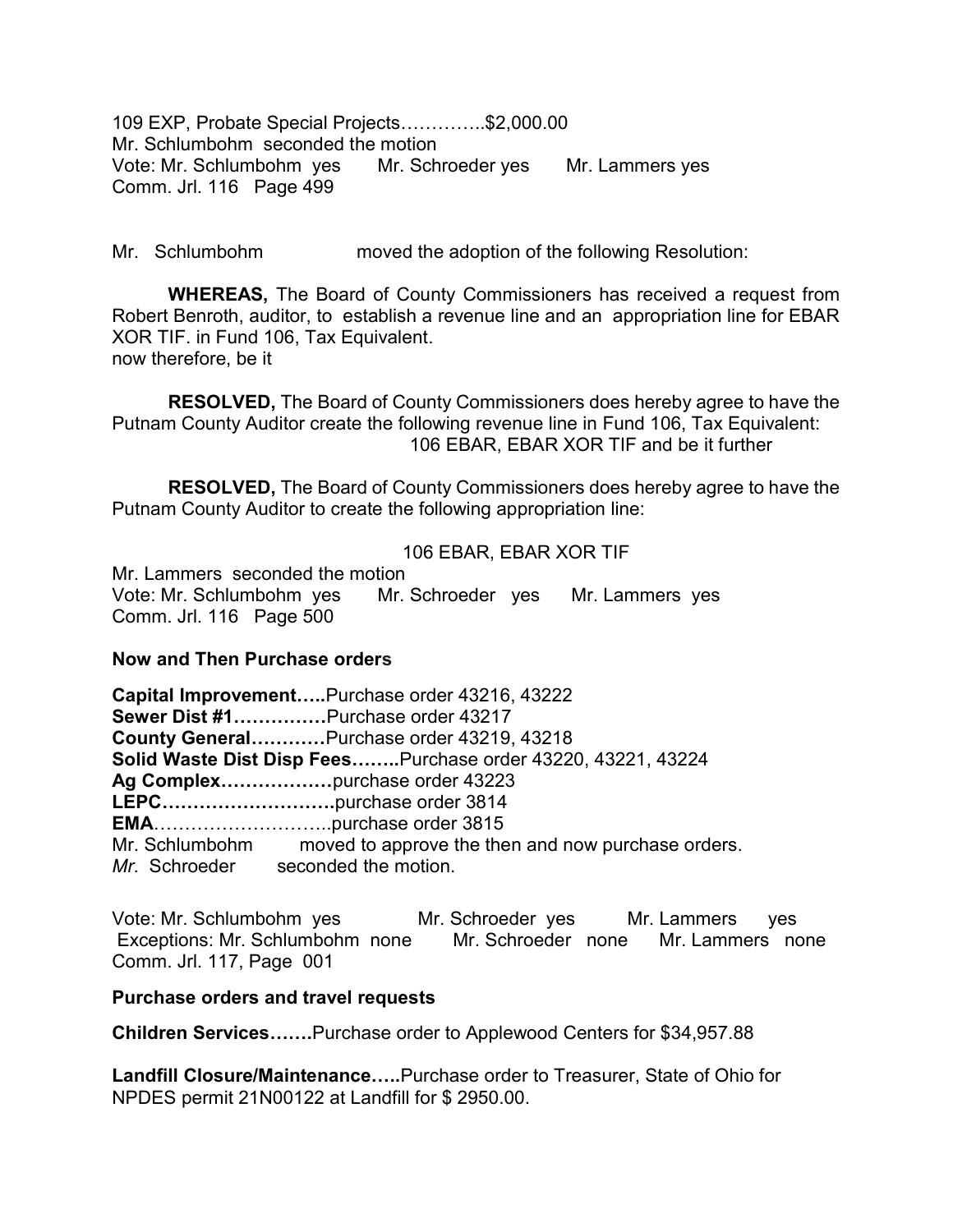109 EXP, Probate Special Projects…………..$2,000.00
Mr. Schlumbohm seconded the motion
Vote: Mr. Schlumbohm yes Mr. Schroeder yes Mr. Lammers yes
Comm. Jrl. 116 Page 499

Mr. Schlumbohm moved the adoption of the following Resolution:

**WHEREAS,** The Board of County Commissioners has received a request from Robert Benroth, auditor, to establish a revenue line and an appropriation line for EBAR XOR TIF. in Fund 106, Tax Equivalent.
now therefore, be it

**RESOLVED,** The Board of County Commissioners does hereby agree to have the Putnam County Auditor create the following revenue line in Fund 106, Tax Equivalent:
106 EBAR, EBAR XOR TIF and be it further

**RESOLVED,** The Board of County Commissioners does hereby agree to have the Putnam County Auditor to create the following appropriation line:

106 EBAR, EBAR XOR TIF

Mr. Lammers seconded the motion
Vote: Mr. Schlumbohm yes Mr. Schroeder yes Mr. Lammers yes
Comm. Jrl. 116 Page 500

**Now and Then Purchase orders**

**Capital Improvement…..**Purchase order 43216, 43222
**Sewer Dist #1……………**Purchase order 43217
**County General…………**Purchase order 43219, 43218
**Solid Waste Dist Disp Fees……..**Purchase order 43220, 43221, 43224
**Ag Complex………………**purchase order 43223
**LEPC……………………….**purchase order 3814
**EMA**………………………..purchase order 3815
Mr. Schlumbohm moved to approve the then and now purchase orders.
*Mr.* Schroeder seconded the motion.

Vote: Mr. Schlumbohm yes Mr. Schroeder yes Mr. Lammers yes
Exceptions: Mr. Schlumbohm none Mr. Schroeder none Mr. Lammers none
Comm. Jrl. 117, Page 001

**Purchase orders and travel requests**

**Children Services…….**Purchase order to Applewood Centers for $34,957.88

**Landfill Closure/Maintenance…..**Purchase order to Treasurer, State of Ohio for NPDES permit 21N00122 at Landfill for $ 2950.00.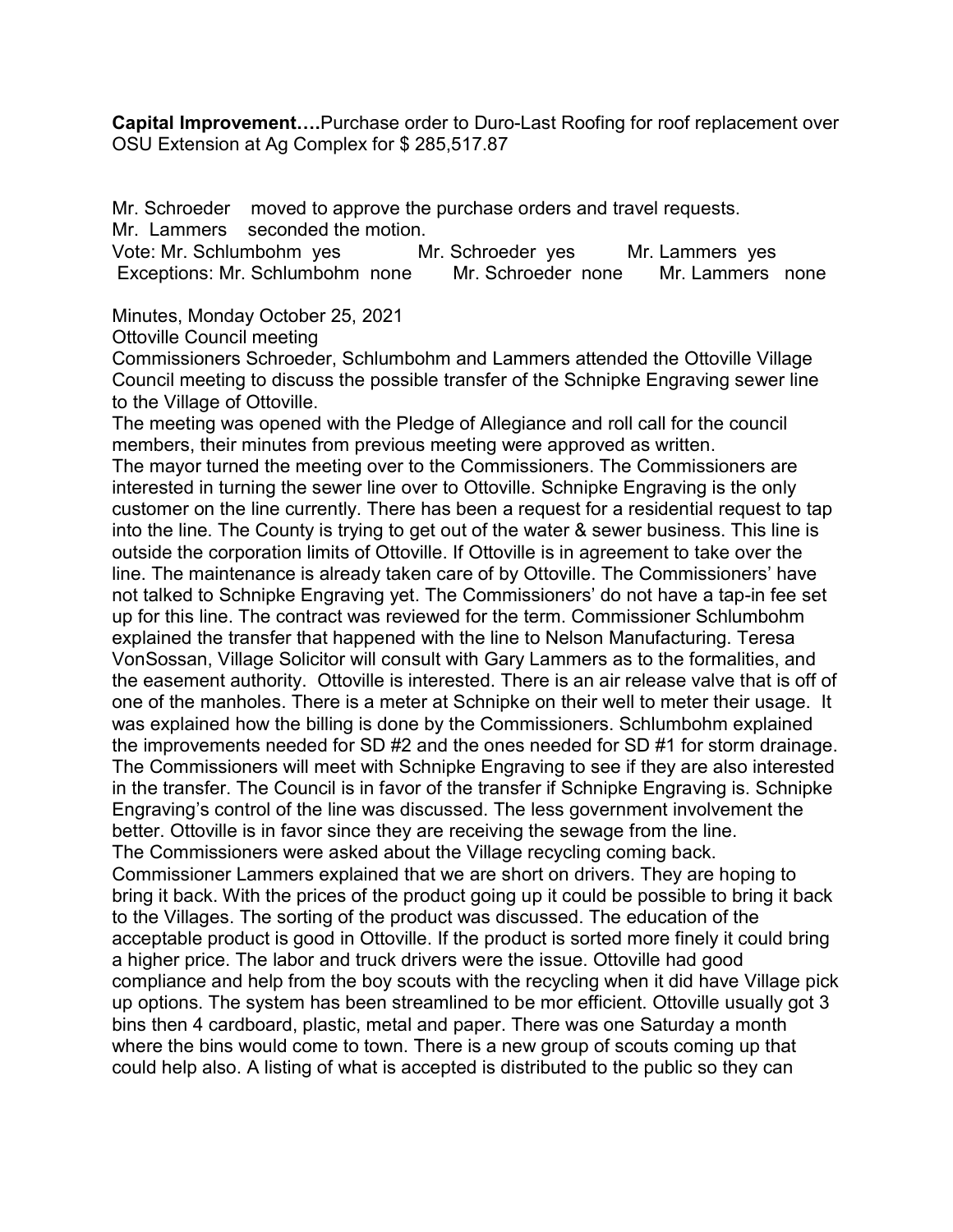**Capital Improvement….**Purchase order to Duro-Last Roofing for roof replacement over OSU Extension at Ag Complex for $ 285,517.87

Mr. Schroeder moved to approve the purchase orders and travel requests.
Mr. Lammers seconded the motion.
Vote: Mr. Schlumbohm yes Mr. Schroeder yes Mr. Lammers yes
Exceptions: Mr. Schlumbohm none Mr. Schroeder none Mr. Lammers none

Minutes, Monday October 25, 2021
Ottoville Council meeting
Commissioners Schroeder, Schlumbohm and Lammers attended the Ottoville Village Council meeting to discuss the possible transfer of the Schnipke Engraving sewer line to the Village of Ottoville.
The meeting was opened with the Pledge of Allegiance and roll call for the council members, their minutes from previous meeting were approved as written.
The mayor turned the meeting over to the Commissioners. The Commissioners are interested in turning the sewer line over to Ottoville. Schnipke Engraving is the only customer on the line currently. There has been a request for a residential request to tap into the line. The County is trying to get out of the water & sewer business. This line is outside the corporation limits of Ottoville. If Ottoville is in agreement to take over the line. The maintenance is already taken care of by Ottoville. The Commissioners' have not talked to Schnipke Engraving yet. The Commissioners' do not have a tap-in fee set up for this line. The contract was reviewed for the term. Commissioner Schlumbohm explained the transfer that happened with the line to Nelson Manufacturing. Teresa VonSossan, Village Solicitor will consult with Gary Lammers as to the formalities, and the easement authority. Ottoville is interested. There is an air release valve that is off of one of the manholes. There is a meter at Schnipke on their well to meter their usage. It was explained how the billing is done by the Commissioners. Schlumbohm explained the improvements needed for SD #2 and the ones needed for SD #1 for storm drainage. The Commissioners will meet with Schnipke Engraving to see if they are also interested in the transfer. The Council is in favor of the transfer if Schnipke Engraving is. Schnipke Engraving's control of the line was discussed. The less government involvement the better. Ottoville is in favor since they are receiving the sewage from the line.
The Commissioners were asked about the Village recycling coming back. Commissioner Lammers explained that we are short on drivers. They are hoping to bring it back. With the prices of the product going up it could be possible to bring it back to the Villages. The sorting of the product was discussed. The education of the acceptable product is good in Ottoville. If the product is sorted more finely it could bring a higher price. The labor and truck drivers were the issue. Ottoville had good compliance and help from the boy scouts with the recycling when it did have Village pick up options. The system has been streamlined to be mor efficient. Ottoville usually got 3 bins then 4 cardboard, plastic, metal and paper. There was one Saturday a month where the bins would come to town. There is a new group of scouts coming up that could help also. A listing of what is accepted is distributed to the public so they can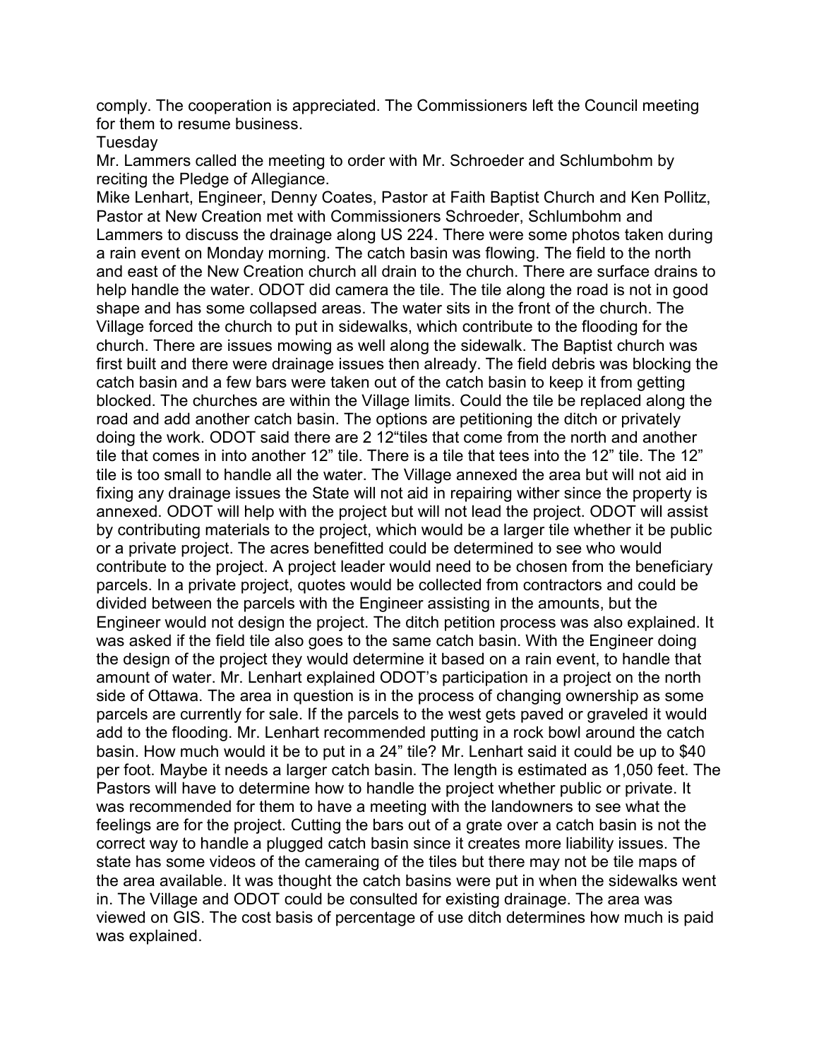comply. The cooperation is appreciated. The Commissioners left the Council meeting for them to resume business.

Tuesday

Mr. Lammers called the meeting to order with Mr. Schroeder and Schlumbohm by reciting the Pledge of Allegiance.

Mike Lenhart, Engineer, Denny Coates, Pastor at Faith Baptist Church and Ken Pollitz, Pastor at New Creation met with Commissioners Schroeder, Schlumbohm and Lammers to discuss the drainage along US 224. There were some photos taken during a rain event on Monday morning. The catch basin was flowing. The field to the north and east of the New Creation church all drain to the church. There are surface drains to help handle the water. ODOT did camera the tile. The tile along the road is not in good shape and has some collapsed areas. The water sits in the front of the church. The Village forced the church to put in sidewalks, which contribute to the flooding for the church. There are issues mowing as well along the sidewalk. The Baptist church was first built and there were drainage issues then already. The field debris was blocking the catch basin and a few bars were taken out of the catch basin to keep it from getting blocked. The churches are within the Village limits. Could the tile be replaced along the road and add another catch basin. The options are petitioning the ditch or privately doing the work. ODOT said there are 2 12"tiles that come from the north and another tile that comes in into another 12" tile. There is a tile that tees into the 12" tile. The 12" tile is too small to handle all the water. The Village annexed the area but will not aid in fixing any drainage issues the State will not aid in repairing wither since the property is annexed. ODOT will help with the project but will not lead the project. ODOT will assist by contributing materials to the project, which would be a larger tile whether it be public or a private project. The acres benefitted could be determined to see who would contribute to the project. A project leader would need to be chosen from the beneficiary parcels. In a private project, quotes would be collected from contractors and could be divided between the parcels with the Engineer assisting in the amounts, but the Engineer would not design the project. The ditch petition process was also explained. It was asked if the field tile also goes to the same catch basin. With the Engineer doing the design of the project they would determine it based on a rain event, to handle that amount of water. Mr. Lenhart explained ODOT's participation in a project on the north side of Ottawa. The area in question is in the process of changing ownership as some parcels are currently for sale. If the parcels to the west gets paved or graveled it would add to the flooding. Mr. Lenhart recommended putting in a rock bowl around the catch basin. How much would it be to put in a 24" tile? Mr. Lenhart said it could be up to $40 per foot. Maybe it needs a larger catch basin. The length is estimated as 1,050 feet. The Pastors will have to determine how to handle the project whether public or private. It was recommended for them to have a meeting with the landowners to see what the feelings are for the project. Cutting the bars out of a grate over a catch basin is not the correct way to handle a plugged catch basin since it creates more liability issues. The state has some videos of the cameraing of the tiles but there may not be tile maps of the area available. It was thought the catch basins were put in when the sidewalks went in. The Village and ODOT could be consulted for existing drainage. The area was viewed on GIS. The cost basis of percentage of use ditch determines how much is paid was explained.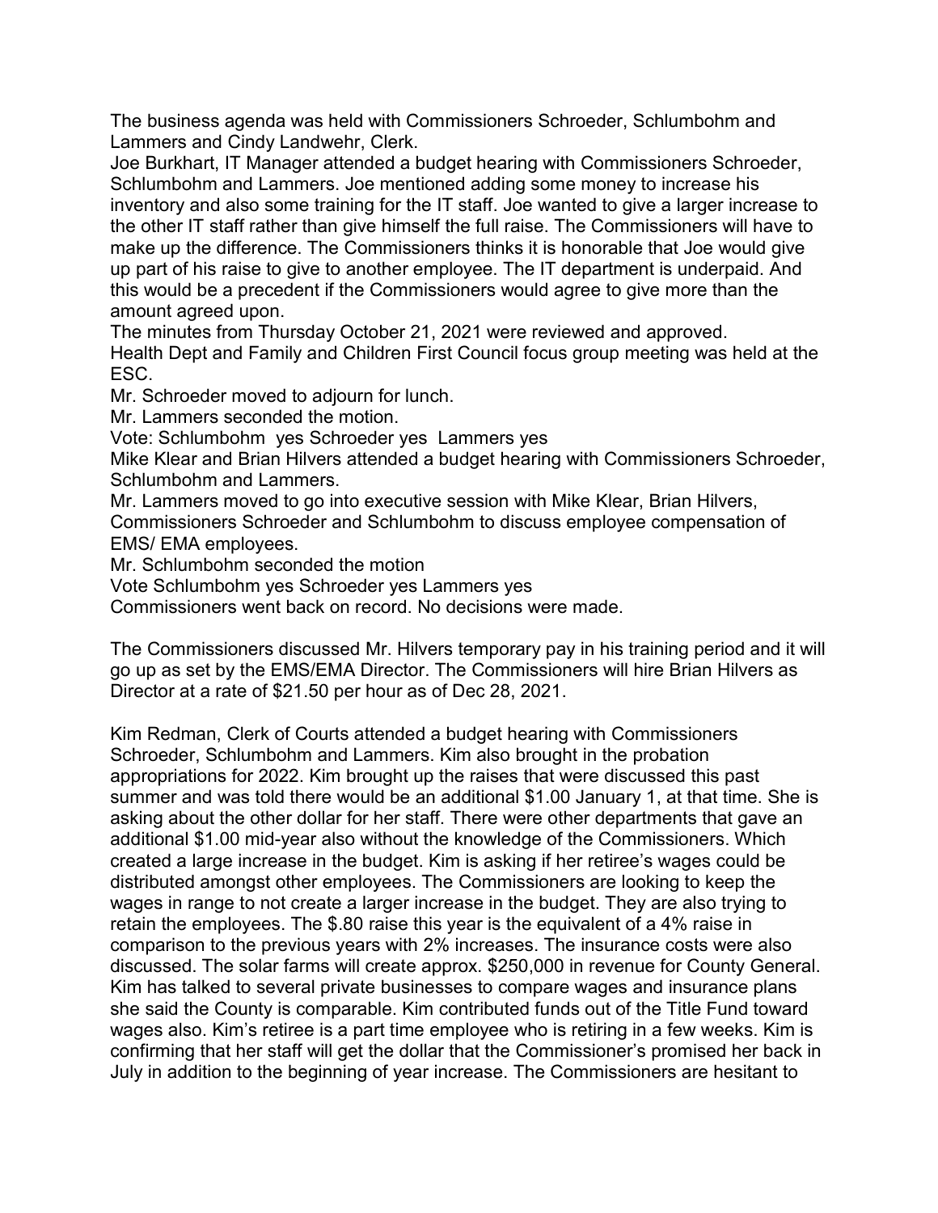The business agenda was held with Commissioners Schroeder, Schlumbohm and Lammers and Cindy Landwehr, Clerk.

Joe Burkhart, IT Manager attended a budget hearing with Commissioners Schroeder, Schlumbohm and Lammers. Joe mentioned adding some money to increase his inventory and also some training for the IT staff. Joe wanted to give a larger increase to the other IT staff rather than give himself the full raise. The Commissioners will have to make up the difference. The Commissioners thinks it is honorable that Joe would give up part of his raise to give to another employee. The IT department is underpaid. And this would be a precedent if the Commissioners would agree to give more than the amount agreed upon.

The minutes from Thursday October 21, 2021 were reviewed and approved.

Health Dept and Family and Children First Council focus group meeting was held at the ESC.

Mr. Schroeder moved to adjourn for lunch.

Mr. Lammers seconded the motion.

Vote: Schlumbohm yes Schroeder yes Lammers yes

Mike Klear and Brian Hilvers attended a budget hearing with Commissioners Schroeder, Schlumbohm and Lammers.

Mr. Lammers moved to go into executive session with Mike Klear, Brian Hilvers, Commissioners Schroeder and Schlumbohm to discuss employee compensation of EMS/ EMA employees.

Mr. Schlumbohm seconded the motion

Vote Schlumbohm yes Schroeder yes Lammers yes

Commissioners went back on record. No decisions were made.

The Commissioners discussed Mr. Hilvers temporary pay in his training period and it will go up as set by the EMS/EMA Director. The Commissioners will hire Brian Hilvers as Director at a rate of $21.50 per hour as of Dec 28, 2021.

Kim Redman, Clerk of Courts attended a budget hearing with Commissioners Schroeder, Schlumbohm and Lammers. Kim also brought in the probation appropriations for 2022. Kim brought up the raises that were discussed this past summer and was told there would be an additional $1.00 January 1, at that time. She is asking about the other dollar for her staff. There were other departments that gave an additional $1.00 mid-year also without the knowledge of the Commissioners. Which created a large increase in the budget. Kim is asking if her retiree's wages could be distributed amongst other employees. The Commissioners are looking to keep the wages in range to not create a larger increase in the budget. They are also trying to retain the employees. The $.80 raise this year is the equivalent of a 4% raise in comparison to the previous years with 2% increases. The insurance costs were also discussed. The solar farms will create approx. $250,000 in revenue for County General. Kim has talked to several private businesses to compare wages and insurance plans she said the County is comparable. Kim contributed funds out of the Title Fund toward wages also. Kim's retiree is a part time employee who is retiring in a few weeks. Kim is confirming that her staff will get the dollar that the Commissioner's promised her back in July in addition to the beginning of year increase. The Commissioners are hesitant to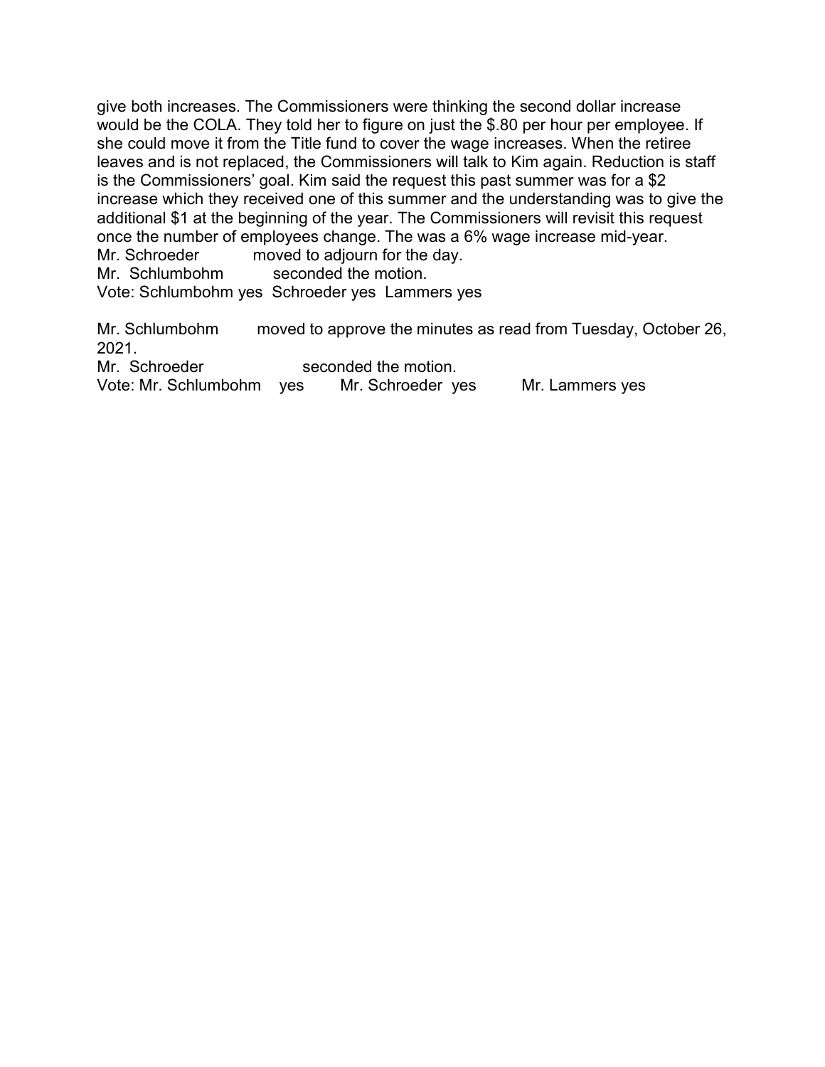give both increases. The Commissioners were thinking the second dollar increase would be the COLA. They told her to figure on just the $.80 per hour per employee. If she could move it from the Title fund to cover the wage increases. When the retiree leaves and is not replaced, the Commissioners will talk to Kim again. Reduction is staff is the Commissioners' goal. Kim said the request this past summer was for a $2 increase which they received one of this summer and the understanding was to give the additional $1 at the beginning of the year. The Commissioners will revisit this request once the number of employees change. The was a 6% wage increase mid-year.

Mr. Schroeder moved to adjourn for the day.
Mr. Schlumbohm seconded the motion.
Vote: Schlumbohm yes Schroeder yes Lammers yes

Mr. Schlumbohm moved to approve the minutes as read from Tuesday, October 26, 2021.
Mr. Schroeder seconded the motion.
Vote: Mr. Schlumbohm yes Mr. Schroeder yes Mr. Lammers yes